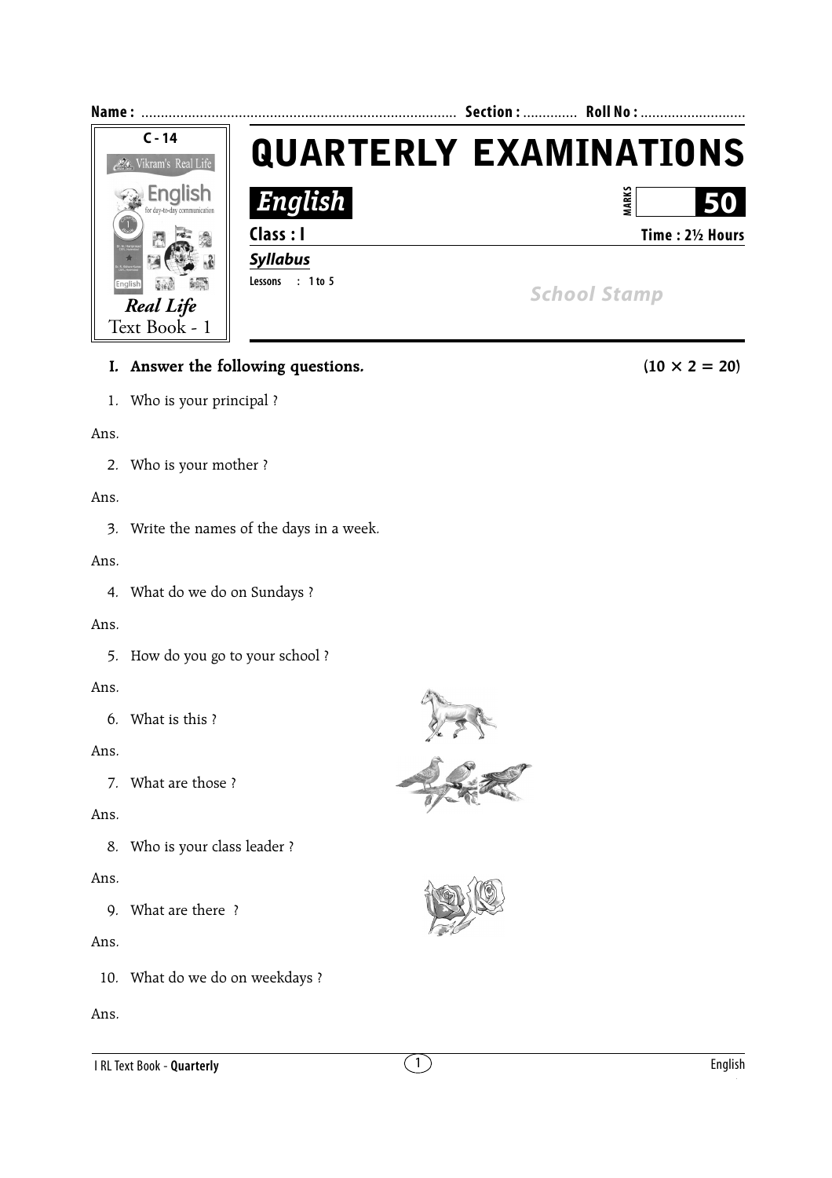Name : ................................................................................ Section : ............. Roll No : ...........................

C - 14

Vikram's Real Life

English for day-to-day communication

*Real Life*
Text Book - 1

# QUARTERLY EXAMINATIONS

## *English*

MARKS **50**

**Class : I** **Time : 2½ Hours**

***Syllabus***

Lessons : 1 to 5

*School Stamp*

**I. Answer the following questions.** **(10 × 2 = 20)**

1. Who is your principal ?

Ans.

2. Who is your mother ?

Ans.

3. Write the names of the days in a week.

Ans.

4. What do we do on Sundays ?

Ans.

5. How do you go to your school ?

Ans.

6. What is this ?

Ans.

7. What are those ?

Ans.

8. Who is your class leader ?

Ans.

9. What are there ?

Ans.

10. What do we do on weekdays ?

Ans.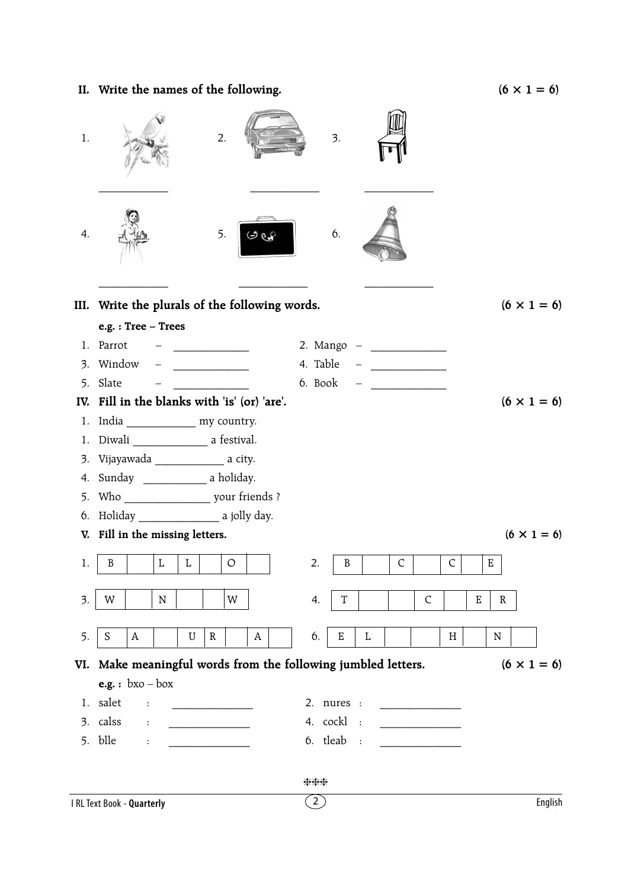## II. Write the names of the following. (6 × 1 = 6)

1. ____________
2. ____________
3. ____________
4. ____________
5. ____________
6. ____________

## III. Write the plurals of the following words. (6 × 1 = 6)

**e.g. : Tree – Trees**

1. Parrot – ____________
2. Mango – ____________
3. Window – ____________
4. Table – ____________
5. Slate – ____________
6. Book – ____________

## IV. Fill in the blanks with 'is' (or) 'are'. (6 × 1 = 6)

1. India ____________ my country.
1. Diwali ____________ a festival.
3. Vijayawada ____________ a city.
4. Sunday ____________ a holiday.
5. Who ____________ your friends ?
6. Holiday ____________ a jolly day.

## V. Fill in the missing letters. (6 × 1 = 6)

1.

| | | | | | | |
|---|---|---|---|---|---|---|
| B | | L | L | | O | |

2.

| | | | | | | |
|---|---|---|---|---|---|---|
| B | | C | | C | | E |

3.

| | | | | | |
|---|---|---|---|---|---|
| W | | N | | | W |

4.

| | | | | | | |
|---|---|---|---|---|---|---|
| T | | | C | | E | R |

5.

| | | | | | | | |
|---|---|---|---|---|---|---|---|
| S | A | | U | R | | A | |

6.

| | | | | | | | |
|---|---|---|---|---|---|---|---|
| E | L | | | H | | N | |

## VI. Make meaningful words from the following jumbled letters. (6 × 1 = 6)

**e.g. :** bxo – box

1. salet : ____________
2. nures : ____________
3. calss : ____________
4. cockl : ____________
5. blle : ____________
6. tleab : ____________

***